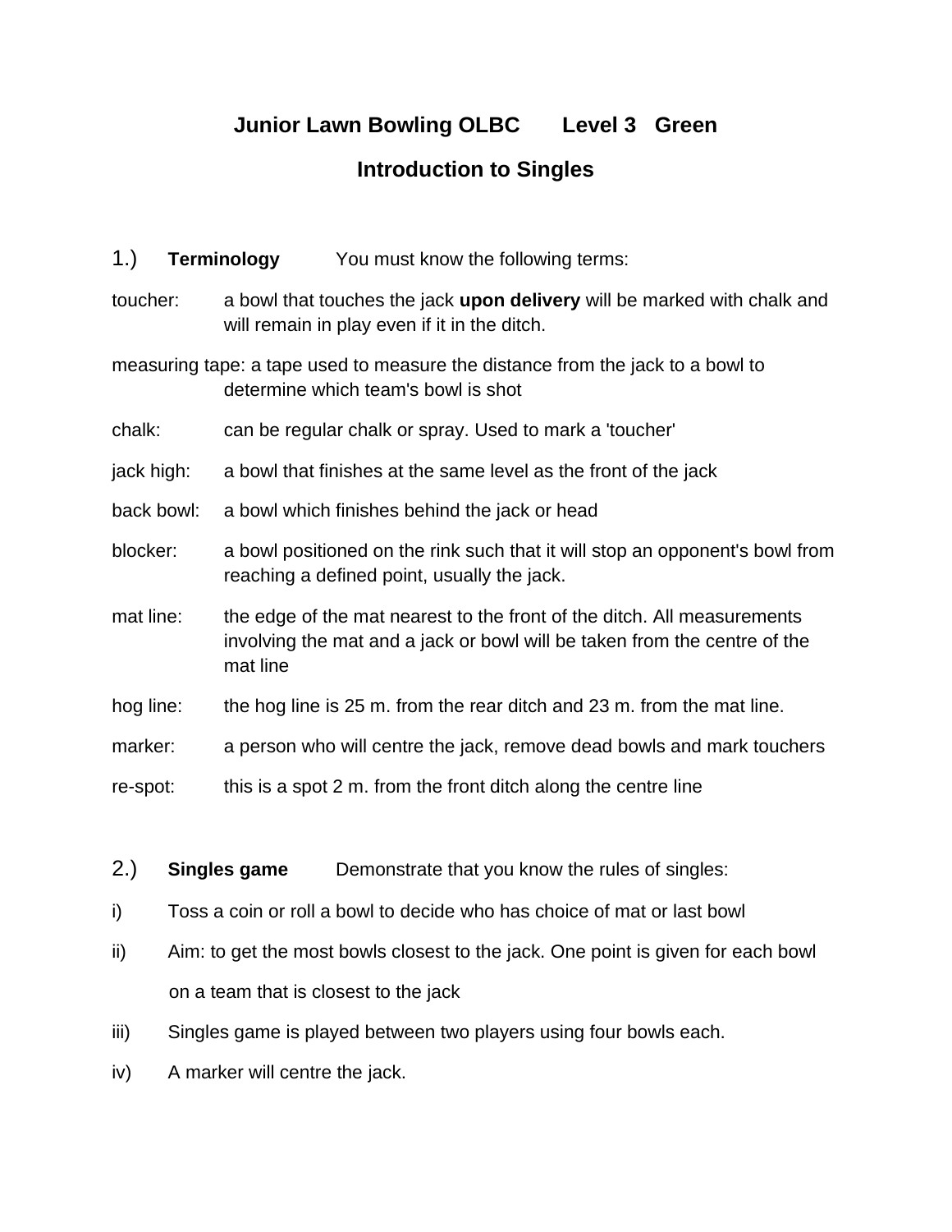# Junior Lawn Bowling OLBC Level 3 Green

## Introduction to Singles

### 1.) **Terminology** You must know the following terms:

toucher: a bowl that touches the jack **upon delivery** will be marked with chalk and will remain in play even if it in the ditch.

measuring tape: a tape used to measure the distance from the jack to a bowl to determine which team's bowl is shot

chalk: can be regular chalk or spray. Used to mark a 'toucher'

jack high: a bowl that finishes at the same level as the front of the jack

back bowl: a bowl which finishes behind the jack or head

blocker: a bowl positioned on the rink such that it will stop an opponent's bowl from reaching a defined point, usually the jack.

mat line: the edge of the mat nearest to the front of the ditch. All measurements involving the mat and a jack or bowl will be taken from the centre of the mat line

hog line: the hog line is 25 m. from the rear ditch and 23 m. from the mat line.

marker: a person who will centre the jack, remove dead bowls and mark touchers

re-spot: this is a spot 2 m. from the front ditch along the centre line

### 2.) **Singles game** Demonstrate that you know the rules of singles:

i) Toss a coin or roll a bowl to decide who has choice of mat or last bowl

ii) Aim: to get the most bowls closest to the jack. One point is given for each bowl on a team that is closest to the jack

iii) Singles game is played between two players using four bowls each.

iv) A marker will centre the jack.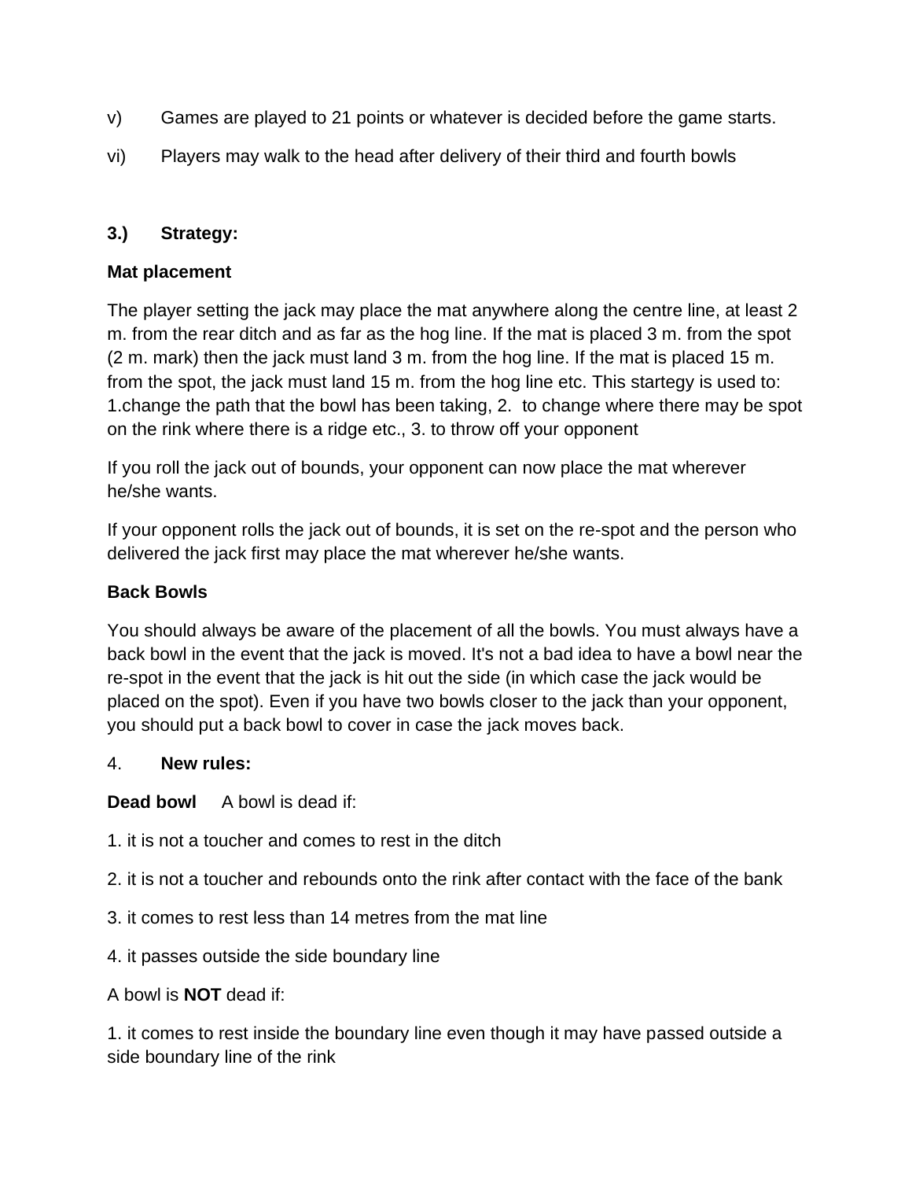v) Games are played to 21 points or whatever is decided before the game starts.

vi) Players may walk to the head after delivery of their third and fourth bowls

## 3.) Strategy:

### Mat placement

The player setting the jack may place the mat anywhere along the centre line, at least 2 m. from the rear ditch and as far as the hog line. If the mat is placed 3 m. from the spot (2 m. mark) then the jack must land 3 m. from the hog line. If the mat is placed 15 m. from the spot, the jack must land 15 m. from the hog line etc. This startegy is used to: 1.change the path that the bowl has been taking, 2. to change where there may be spot on the rink where there is a ridge etc., 3. to throw off your opponent

If you roll the jack out of bounds, your opponent can now place the mat wherever he/she wants.

If your opponent rolls the jack out of bounds, it is set on the re-spot and the person who delivered the jack first may place the mat wherever he/she wants.

### Back Bowls

You should always be aware of the placement of all the bowls. You must always have a back bowl in the event that the jack is moved. It's not a bad idea to have a bowl near the re-spot in the event that the jack is hit out the side (in which case the jack would be placed on the spot). Even if you have two bowls closer to the jack than your opponent, you should put a back bowl to cover in case the jack moves back.

## 4. New rules:

**Dead bowl** A bowl is dead if:

1. it is not a toucher and comes to rest in the ditch

2. it is not a toucher and rebounds onto the rink after contact with the face of the bank

3. it comes to rest less than 14 metres from the mat line

4. it passes outside the side boundary line

A bowl is **NOT** dead if:

1. it comes to rest inside the boundary line even though it may have passed outside a side boundary line of the rink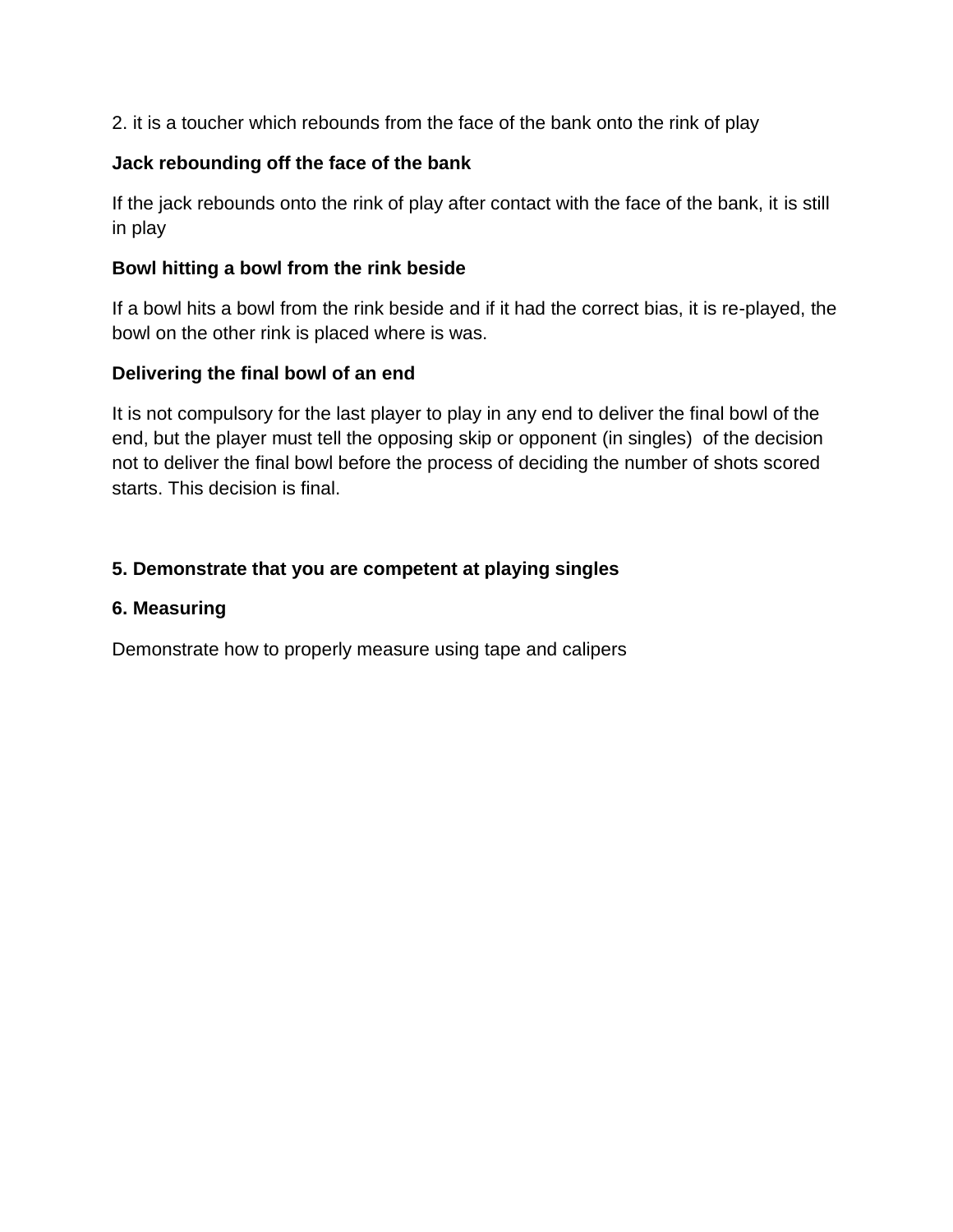2. it is a toucher which rebounds from the face of the bank onto the rink of play

**Jack rebounding off the face of the bank**

If the jack rebounds onto the rink of play after contact with the face of the bank, it is still in play

**Bowl hitting a bowl from the rink beside**

If a bowl hits a bowl from the rink beside and if it had the correct bias, it is re-played, the bowl on the other rink is placed where is was.

**Delivering the final bowl of an end**

It is not compulsory for the last player to play in any end to deliver the final bowl of the end, but the player must tell the opposing skip or opponent (in singles) of the decision not to deliver the final bowl before the process of deciding the number of shots scored starts. This decision is final.

**5. Demonstrate that you are competent at playing singles**

**6. Measuring**

Demonstrate how to properly measure using tape and calipers